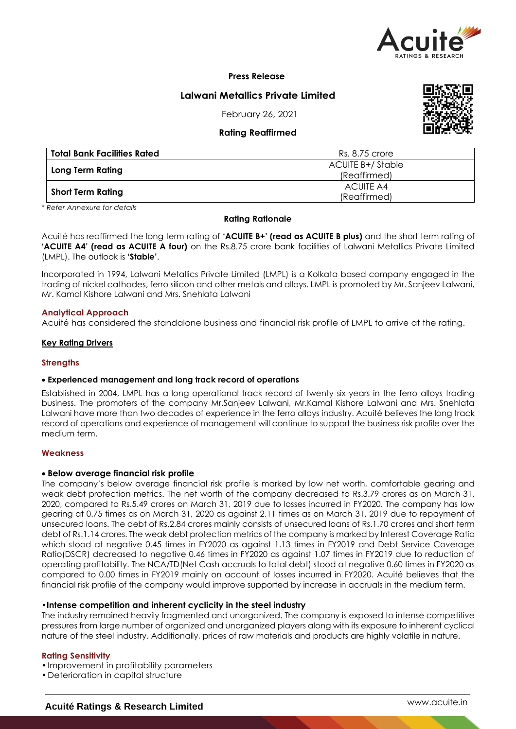**Press Release**

# Lalwani Metallics Private Limited

February 26, 2021

**Rating Reaffirmed**

| Total Bank Facilities Rated | Rs. 8.75 crore |
|---|---|
| **Long Term Rating** | ACUITE B+/ Stable (Reaffirmed) |
| **Short Term Rating** | ACUITE A4 (Reaffirmed) |

*\* Refer Annexure for details*

## Rating Rationale

Acuité has reaffirmed the long term rating of **'ACUITE B+' (read as ACUITE B plus)** and the short term rating of **'ACUITE A4' (read as ACUITE A four)** on the Rs.8.75 crore bank facilities of Lalwani Metallics Private Limited (LMPL). The outlook is **'Stable'**.

Incorporated in 1994, Lalwani Metallics Private Limited (LMPL) is a Kolkata based company engaged in the trading of nickel cathodes, ferro silicon and other metals and alloys. LMPL is promoted by Mr. Sanjeev Lalwani, Mr. Kamal Kishore Lalwani and Mrs. Snehlata Lalwani

### Analytical Approach

Acuité has considered the standalone business and financial risk profile of LMPL to arrive at the rating.

### Key Rating Drivers

### Strengths

- **Experienced management and long track record of operations**

Established in 2004, LMPL has a long operational track record of twenty six years in the ferro alloys trading business. The promoters of the company Mr.Sanjeev Lalwani, Mr.Kamal Kishore Lalwani and Mrs. Snehlata Lalwani have more than two decades of experience in the ferro alloys industry. Acuité believes the long track record of operations and experience of management will continue to support the business risk profile over the medium term.

### Weakness

- **Below average financial risk profile**

The company's below average financial risk profile is marked by low net worth, comfortable gearing and weak debt protection metrics. The net worth of the company decreased to Rs.3.79 crores as on March 31, 2020, compared to Rs.5.49 crores on March 31, 2019 due to losses incurred in FY2020. The company has low gearing at 0.75 times as on March 31, 2020 as against 2.11 times as on March 31, 2019 due to repayment of unsecured loans. The debt of Rs.2.84 crores mainly consists of unsecured loans of Rs.1.70 crores and short term debt of Rs.1.14 crores. The weak debt protection metrics of the company is marked by Interest Coverage Ratio which stood at negative 0.45 times in FY2020 as against 1.13 times in FY2019 and Debt Service Coverage Ratio(DSCR) decreased to negative 0.46 times in FY2020 as against 1.07 times in FY2019 due to reduction of operating profitability. The NCA/TD(Net Cash accruals to total debt) stood at negative 0.60 times in FY2020 as compared to 0.00 times in FY2019 mainly on account of losses incurred in FY2020. Acuité believes that the financial risk profile of the company would improve supported by increase in accruals in the medium term.

- **Intense competition and inherent cyclicity in the steel industry**

The industry remained heavily fragmented and unorganized. The company is exposed to intense competitive pressures from large number of organized and unorganized players along with its exposure to inherent cyclical nature of the steel industry. Additionally, prices of raw materials and products are highly volatile in nature.

### Rating Sensitivity

- Improvement in profitability parameters
- Deterioration in capital structure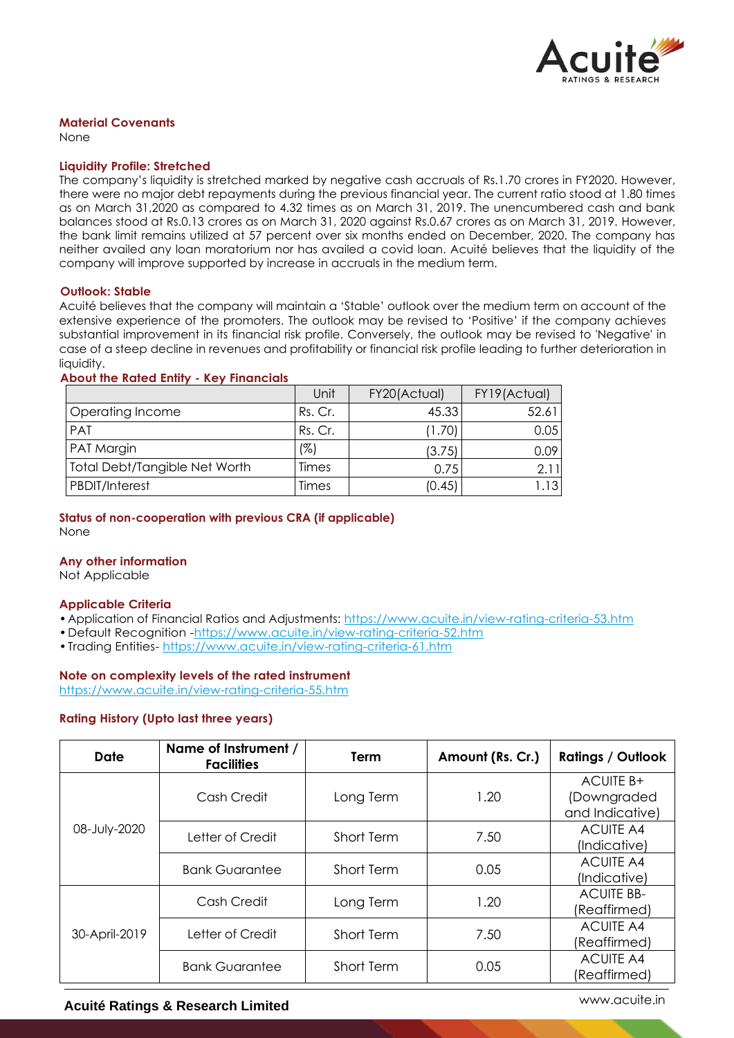**Material Covenants**

None

**Liquidity Profile: Stretched**

The company's liquidity is stretched marked by negative cash accruals of Rs.1.70 crores in FY2020. However, there were no major debt repayments during the previous financial year. The current ratio stood at 1.80 times as on March 31,2020 as compared to 4.32 times as on March 31, 2019. The unencumbered cash and bank balances stood at Rs.0.13 crores as on March 31, 2020 against Rs.0.67 crores as on March 31, 2019. However, the bank limit remains utilized at 57 percent over six months ended on December, 2020. The company has neither availed any loan moratorium nor has availed a covid loan. Acuité believes that the liquidity of the company will improve supported by increase in accruals in the medium term.

**Outlook: Stable**

Acuité believes that the company will maintain a 'Stable' outlook over the medium term on account of the extensive experience of the promoters. The outlook may be revised to 'Positive' if the company achieves substantial improvement in its financial risk profile. Conversely, the outlook may be revised to 'Negative' in case of a steep decline in revenues and profitability or financial risk profile leading to further deterioration in liquidity.

**About the Rated Entity - Key Financials**

| | Unit | FY20(Actual) | FY19(Actual) |
|---|---|---|---|
| Operating Income | Rs. Cr. | 45.33 | 52.61 |
| PAT | Rs. Cr. | (1.70) | 0.05 |
| PAT Margin | (%) | (3.75) | 0.09 |
| Total Debt/Tangible Net Worth | Times | 0.75 | 2.11 |
| PBDIT/Interest | Times | (0.45) | 1.13 |

**Status of non-cooperation with previous CRA (if applicable)**

None

**Any other information**

Not Applicable

**Applicable Criteria**

- Application of Financial Ratios and Adjustments: https://www.acuite.in/view-rating-criteria-53.htm
- Default Recognition -https://www.acuite.in/view-rating-criteria-52.htm
- Trading Entities- https://www.acuite.in/view-rating-criteria-61.htm

**Note on complexity levels of the rated instrument**

https://www.acuite.in/view-rating-criteria-55.htm

**Rating History (Upto last three years)**

| Date | Name of Instrument / Facilities | Term | Amount (Rs. Cr.) | Ratings / Outlook |
|---|---|---|---|---|
| 08-July-2020 | Cash Credit | Long Term | 1.20 | ACUITE B+ (Downgraded and Indicative) |
| | Letter of Credit | Short Term | 7.50 | ACUITE A4 (Indicative) |
| | Bank Guarantee | Short Term | 0.05 | ACUITE A4 (Indicative) |
| 30-April-2019 | Cash Credit | Long Term | 1.20 | ACUITE BB- (Reaffirmed) |
| | Letter of Credit | Short Term | 7.50 | ACUITE A4 (Reaffirmed) |
| | Bank Guarantee | Short Term | 0.05 | ACUITE A4 (Reaffirmed) |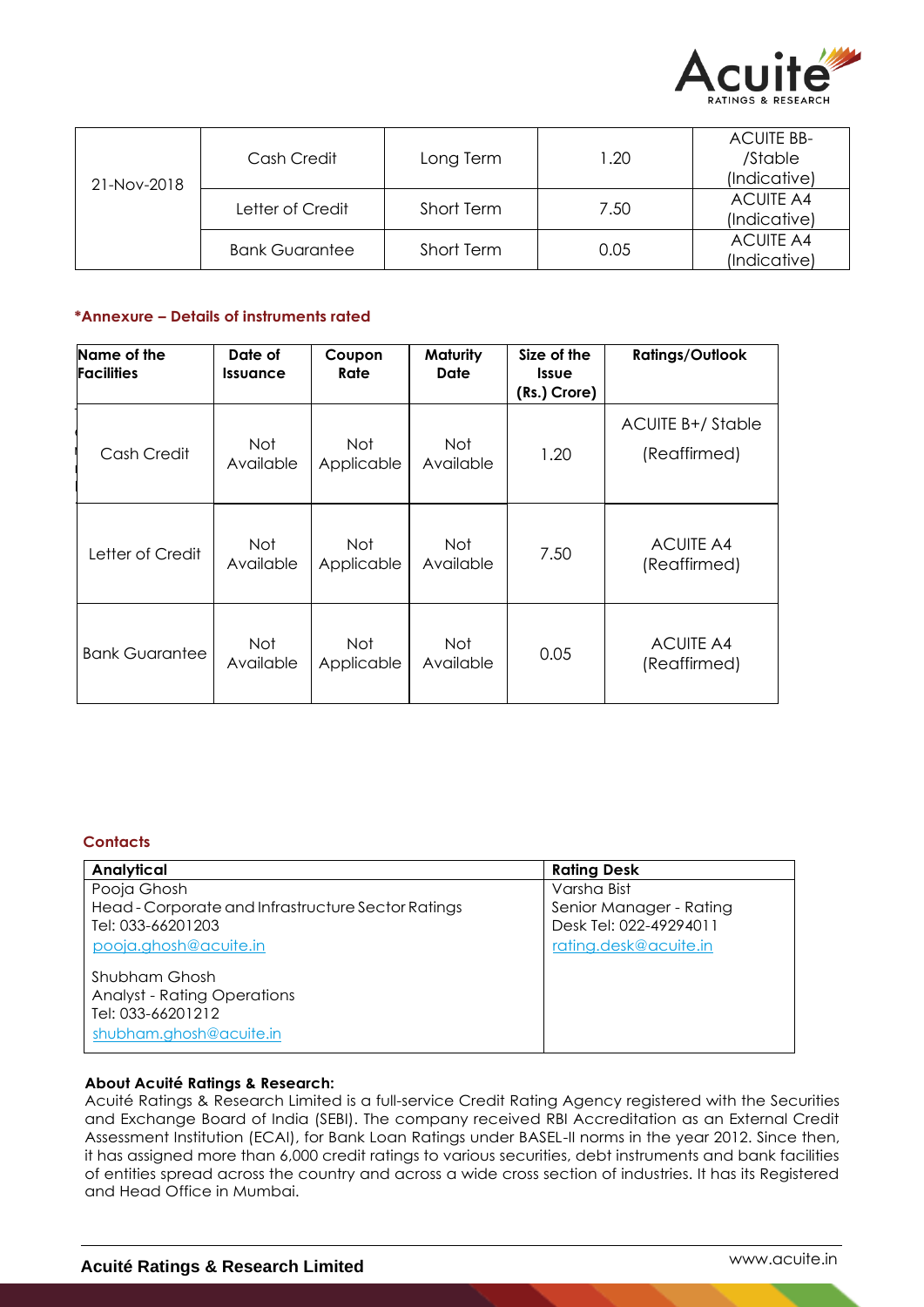| 21-Nov-2018 | Cash Credit | Long Term | 1.20 | ACUITE BB-/Stable (Indicative) |
|---|---|---|---|---|
| | Letter of Credit | Short Term | 7.50 | ACUITE A4 (Indicative) |
| | Bank Guarantee | Short Term | 0.05 | ACUITE A4 (Indicative) |

***Annexure – Details of instruments rated**

| Name of the Facilities | Date of Issuance | Coupon Rate | Maturity Date | Size of the Issue (Rs.) Crore) | Ratings/Outlook |
|---|---|---|---|---|---|
| Cash Credit | Not Available | Not Applicable | Not Available | 1.20 | ACUITE B+/ Stable (Reaffirmed) |
| Letter of Credit | Not Available | Not Applicable | Not Available | 7.50 | ACUITE A4 (Reaffirmed) |
| Bank Guarantee | Not Available | Not Applicable | Not Available | 0.05 | ACUITE A4 (Reaffirmed) |

**Contacts**

| Analytical | Rating Desk |
|---|---|
| Pooja Ghosh<br>Head - Corporate and Infrastructure Sector Ratings<br>Tel: 033-66201203<br>pooja.ghosh@acuite.in<br><br>Shubham Ghosh<br>Analyst - Rating Operations<br>Tel: 033-66201212<br>shubham.ghosh@acuite.in | Varsha Bist<br>Senior Manager - Rating<br>Desk Tel: 022-49294011<br>rating.desk@acuite.in |

**About Acuité Ratings & Research:**
Acuité Ratings & Research Limited is a full-service Credit Rating Agency registered with the Securities and Exchange Board of India (SEBI). The company received RBI Accreditation as an External Credit Assessment Institution (ECAI), for Bank Loan Ratings under BASEL-II norms in the year 2012. Since then, it has assigned more than 6,000 credit ratings to various securities, debt instruments and bank facilities of entities spread across the country and across a wide cross section of industries. It has its Registered and Head Office in Mumbai.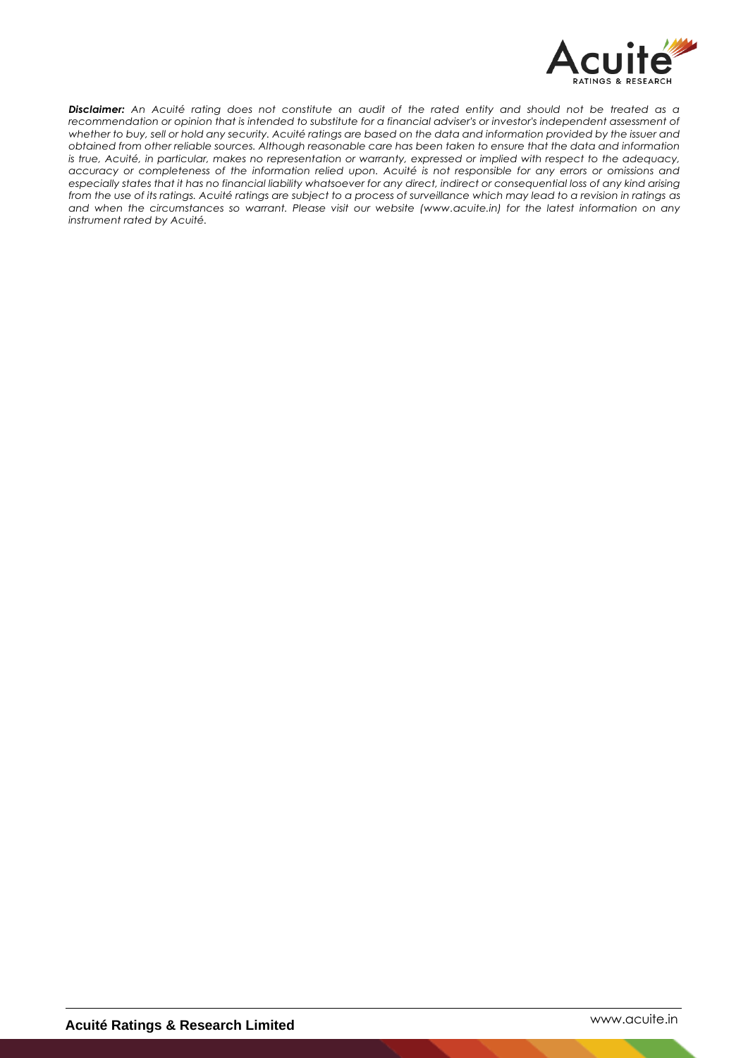***Disclaimer:*** *An Acuité rating does not constitute an audit of the rated entity and should not be treated as a recommendation or opinion that is intended to substitute for a financial adviser's or investor's independent assessment of whether to buy, sell or hold any security. Acuité ratings are based on the data and information provided by the issuer and obtained from other reliable sources. Although reasonable care has been taken to ensure that the data and information is true, Acuité, in particular, makes no representation or warranty, expressed or implied with respect to the adequacy, accuracy or completeness of the information relied upon. Acuité is not responsible for any errors or omissions and especially states that it has no financial liability whatsoever for any direct, indirect or consequential loss of any kind arising from the use of its ratings. Acuité ratings are subject to a process of surveillance which may lead to a revision in ratings as and when the circumstances so warrant. Please visit our website (www.acuite.in) for the latest information on any instrument rated by Acuité.*